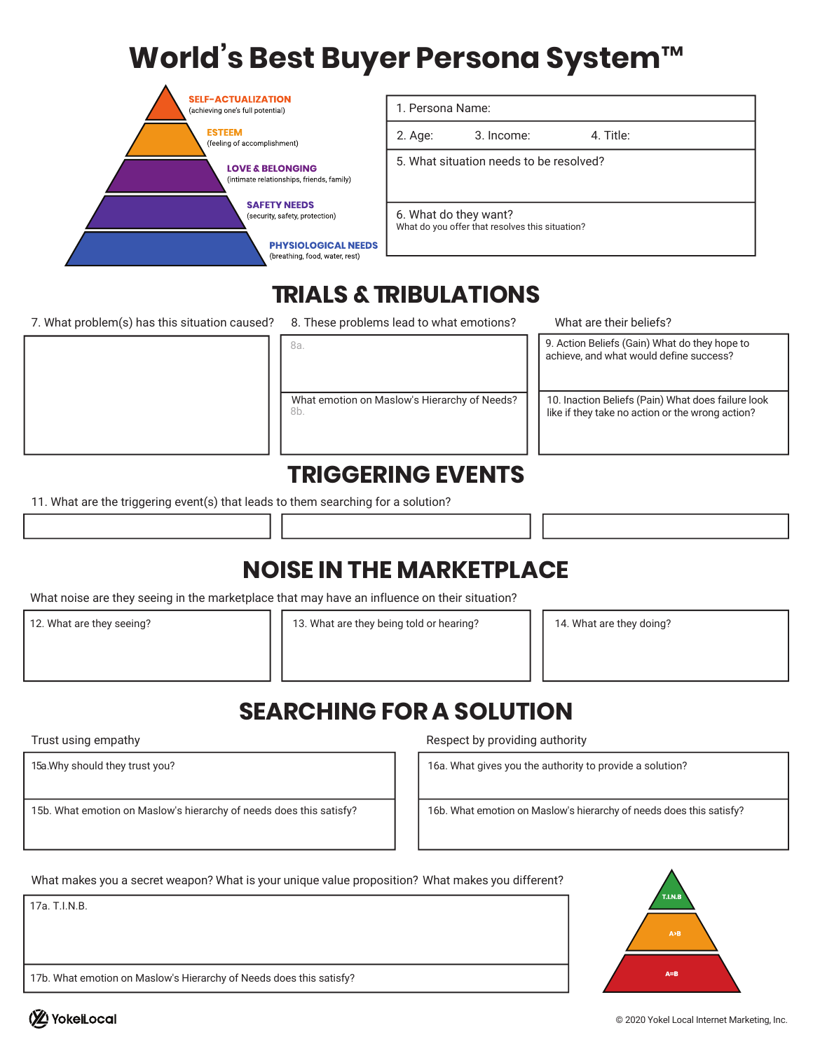# World's Best Buyer Persona System™

- SELF-ACTUALIZATION (achieving one's full potential)
- ESTEEM (feeling of accomplishment)
- LOVE & BELONGING (intimate relationships, friends, family)
- SAFETY NEEDS (security, safety, protection)
- PHYSIOLOGICAL NEEDS (breathing, food, water, rest)

1. Persona Name:

2. Age: 3. Income: 4. Title:

5. What situation needs to be resolved?

6. What do they want?
What do you offer that resolves this situation?

## TRIALS & TRIBULATIONS

7. What problem(s) has this situation caused?

8. These problems lead to what emotions?

8a.

What emotion on Maslow's Hierarchy of Needs?
8b.

What are their beliefs?

9. Action Beliefs (Gain) What do they hope to achieve, and what would define success?

10. Inaction Beliefs (Pain) What does failure look like if they take no action or the wrong action?

## TRIGGERING EVENTS

11. What are the triggering event(s) that leads to them searching for a solution?

## NOISE IN THE MARKETPLACE

What noise are they seeing in the marketplace that may have an influence on their situation?

12. What are they seeing?

13. What are they being told or hearing?

14. What are they doing?

## SEARCHING FOR A SOLUTION

Trust using empathy

15a.Why should they trust you?

15b. What emotion on Maslow's hierarchy of needs does this satisfy?

Respect by providing authority

16a. What gives you the authority to provide a solution?

16b. What emotion on Maslow's hierarchy of needs does this satisfy?

What makes you a secret weapon? What is your unique value proposition? What makes you different?

17a. T.I.N.B.

17b. What emotion on Maslow's Hierarchy of Needs does this satisfy?

- T.I.N.B
- A>B
- A=B

YokelLocal

© 2020 Yokel Local Internet Marketing, Inc.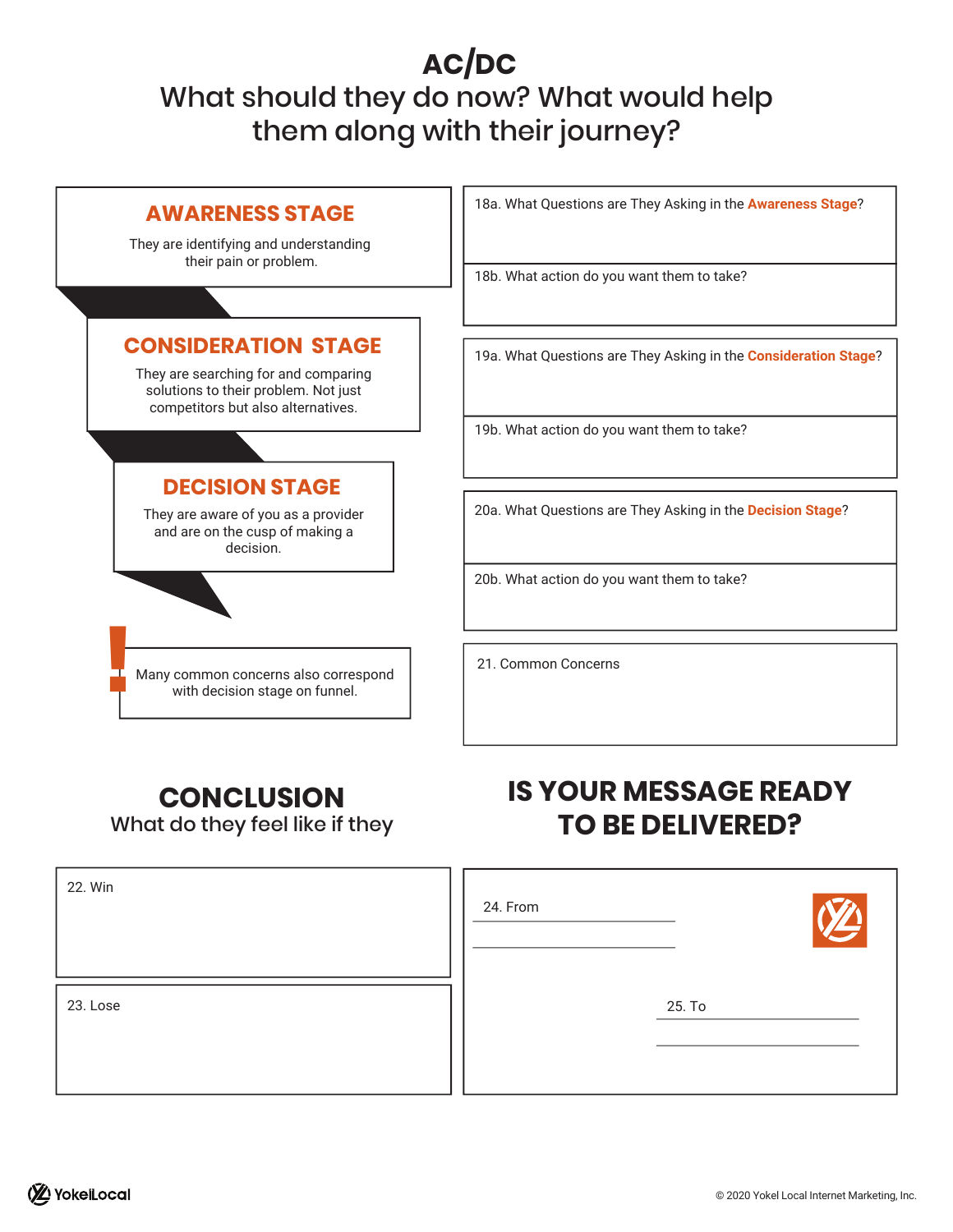# AC/DC

## What should they do now? What would help them along with their journey?

### AWARENESS STAGE

They are identifying and understanding their pain or problem.

18a. What Questions are They Asking in the **Awareness Stage**?

18b. What action do you want them to take?

### CONSIDERATION STAGE

They are searching for and comparing solutions to their problem. Not just competitors but also alternatives.

19a. What Questions are They Asking in the **Consideration Stage**?

19b. What action do you want them to take?

### DECISION STAGE

They are aware of you as a provider and are on the cusp of making a decision.

20a. What Questions are They Asking in the **Decision Stage**?

20b. What action do you want them to take?

**!** Many common concerns also correspond with decision stage on funnel.

21. Common Concerns

## CONCLUSION

What do they feel like if they

22. Win

23. Lose

## IS YOUR MESSAGE READY TO BE DELIVERED?

24. From

25. To

© 2020 Yokel Local Internet Marketing, Inc.